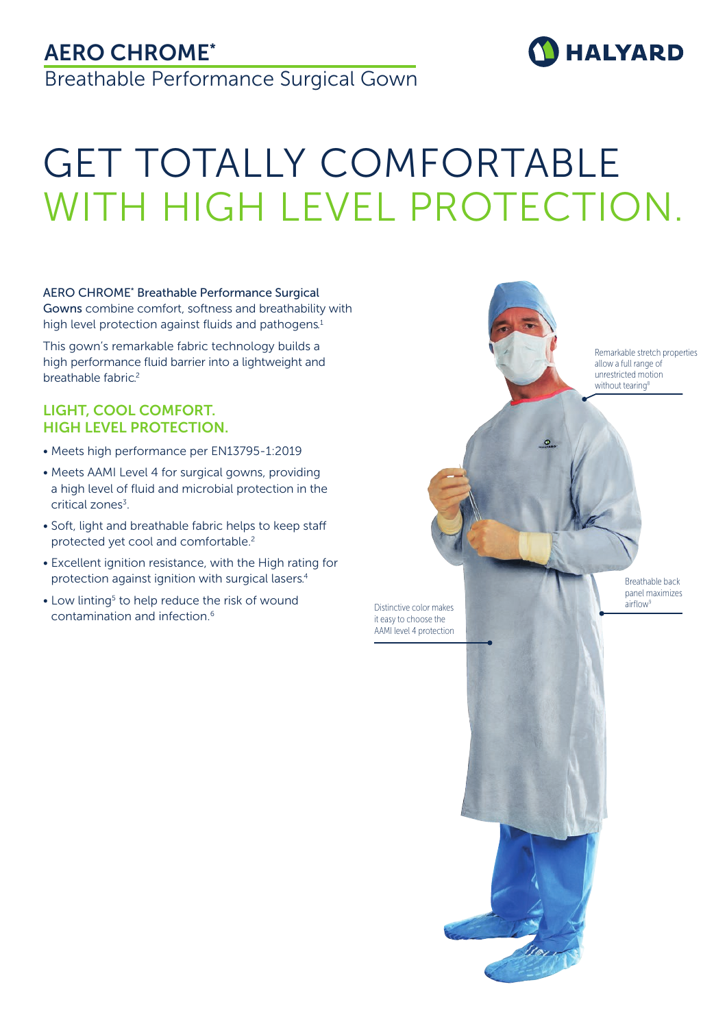# AERO CHROME*

Breathable Performance Surgical Gown

HALYARD

# GET TOTALLY COMFORTABLE WITH HIGH LEVEL PROTECTION.

**AERO CHROME* Breathable Performance Surgical Gowns** combine comfort, softness and breathability with high level protection against fluids and pathogens.[1]

This gown's remarkable fabric technology builds a high performance fluid barrier into a lightweight and breathable fabric.[2]

## LIGHT, COOL COMFORT. HIGH LEVEL PROTECTION.

- Meets high performance per EN13795-1:2019
- Meets AAMI Level 4 for surgical gowns, providing a high level of fluid and microbial protection in the critical zones[3].
- Soft, light and breathable fabric helps to keep staff protected yet cool and comfortable.[2]
- Excellent ignition resistance, with the High rating for protection against ignition with surgical lasers.[4]
- Low linting[5] to help reduce the risk of wound contamination and infection.[6]

Remarkable stretch properties allow a full range of unrestricted motion without tearing[8]

Breathable back panel maximizes airflow[8]

Distinctive color makes it easy to choose the AAMI level 4 protection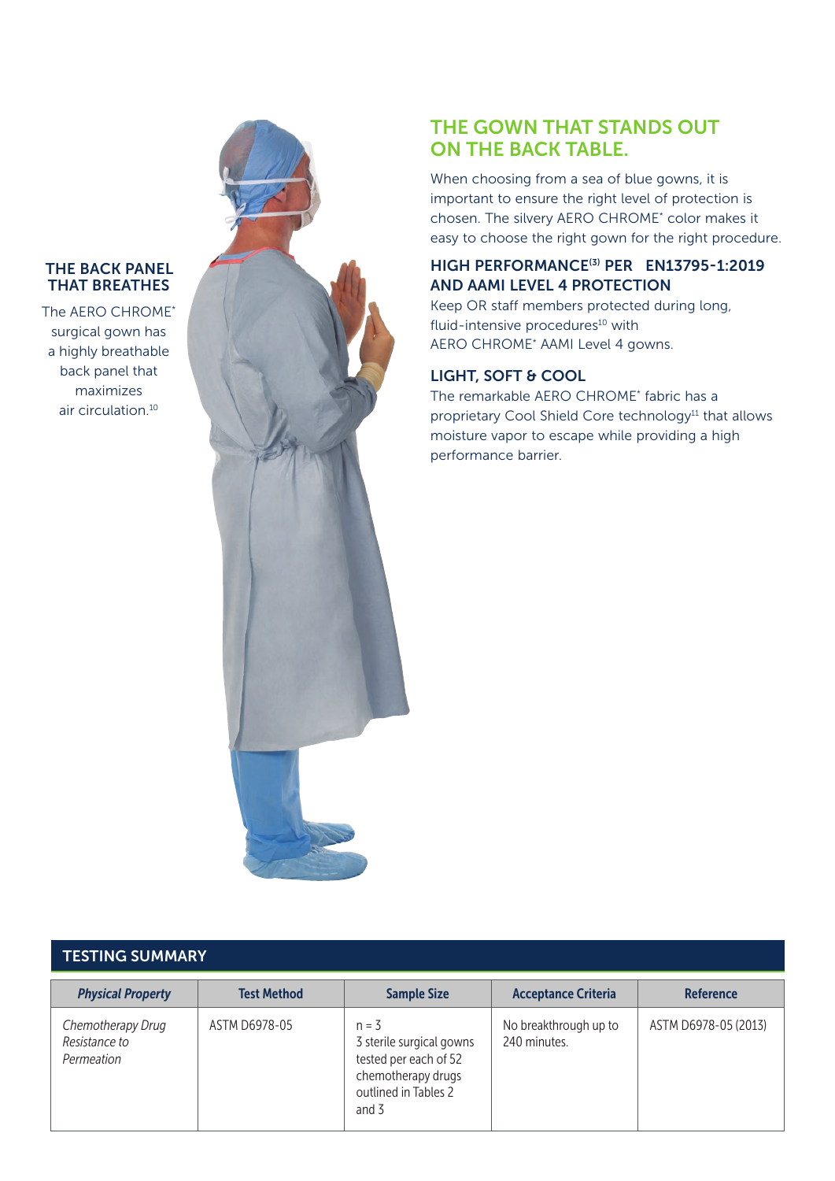### THE BACK PANEL THAT BREATHES

The AERO CHROME* surgical gown has a highly breathable back panel that maximizes air circulation.[10]

## THE GOWN THAT STANDS OUT ON THE BACK TABLE.

When choosing from a sea of blue gowns, it is important to ensure the right level of protection is chosen. The silvery AERO CHROME* color makes it easy to choose the right gown for the right procedure.

### HIGH PERFORMANCE[(3)] PER EN13795-1:2019 AND AAMI LEVEL 4 PROTECTION

Keep OR staff members protected during long, fluid-intensive procedures[10] with AERO CHROME* AAMI Level 4 gowns.

### LIGHT, SOFT & COOL

The remarkable AERO CHROME* fabric has a proprietary Cool Shield Core technology[11] that allows moisture vapor to escape while providing a high performance barrier.

### TESTING SUMMARY

| *Physical Property* | Test Method | Sample Size | Acceptance Criteria | Reference |
|---|---|---|---|---|
| *Chemotherapy Drug Resistance to Permeation* | ASTM D6978-05 | n = 3<br>3 sterile surgical gowns tested per each of 52 chemotherapy drugs outlined in Tables 2 and 3 | No breakthrough up to 240 minutes. | ASTM D6978-05 (2013) |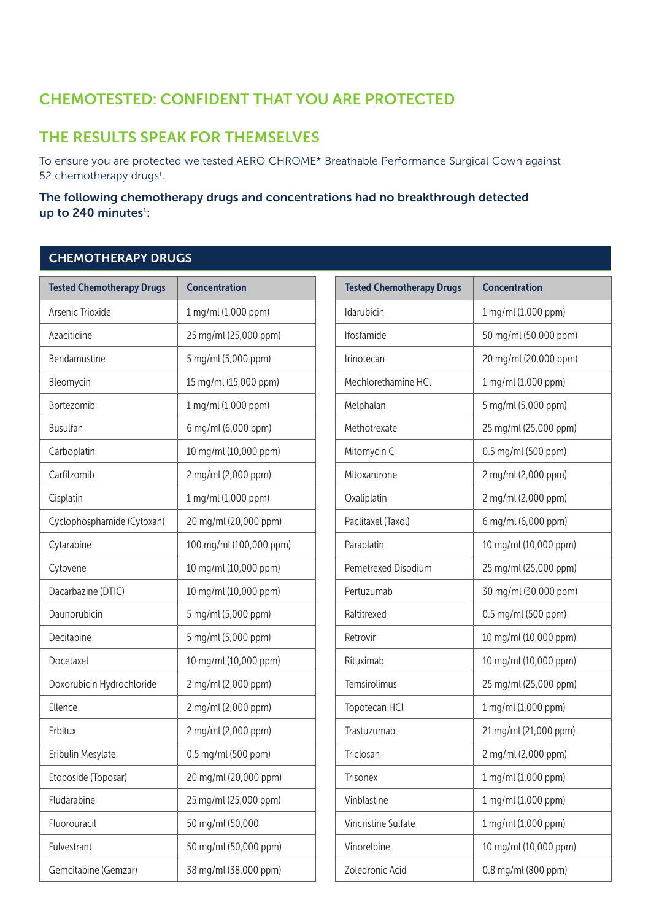## CHEMOTESTED: CONFIDENT THAT YOU ARE PROTECTED

## THE RESULTS SPEAK FOR THEMSELVES

To ensure you are protected we tested AERO CHROME* Breathable Performance Surgical Gown against 52 chemotherapy drugs[1].

**The following chemotherapy drugs and concentrations had no breakthrough detected up to 240 minutes[1]:**

### CHEMOTHERAPY DRUGS

| Tested Chemotherapy Drugs | Concentration |
|---|---|
| Arsenic Trioxide | 1 mg/ml (1,000 ppm) |
| Azacitidine | 25 mg/ml (25,000 ppm) |
| Bendamustine | 5 mg/ml (5,000 ppm) |
| Bleomycin | 15 mg/ml (15,000 ppm) |
| Bortezomib | 1 mg/ml (1,000 ppm) |
| Busulfan | 6 mg/ml (6,000 ppm) |
| Carboplatin | 10 mg/ml (10,000 ppm) |
| Carfilzomib | 2 mg/ml (2,000 ppm) |
| Cisplatin | 1 mg/ml (1,000 ppm) |
| Cyclophosphamide (Cytoxan) | 20 mg/ml (20,000 ppm) |
| Cytarabine | 100 mg/ml (100,000 ppm) |
| Cytovene | 10 mg/ml (10,000 ppm) |
| Dacarbazine (DTIC) | 10 mg/ml (10,000 ppm) |
| Daunorubicin | 5 mg/ml (5,000 ppm) |
| Decitabine | 5 mg/ml (5,000 ppm) |
| Docetaxel | 10 mg/ml (10,000 ppm) |
| Doxorubicin Hydrochloride | 2 mg/ml (2,000 ppm) |
| Ellence | 2 mg/ml (2,000 ppm) |
| Erbitux | 2 mg/ml (2,000 ppm) |
| Eribulin Mesylate | 0.5 mg/ml (500 ppm) |
| Etoposide (Toposar) | 20 mg/ml (20,000 ppm) |
| Fludarabine | 25 mg/ml (25,000 ppm) |
| Fluorouracil | 50 mg/ml (50,000 |
| Fulvestrant | 50 mg/ml (50,000 ppm) |
| Gemcitabine (Gemzar) | 38 mg/ml (38,000 ppm) |
| Idarubicin | 1 mg/ml (1,000 ppm) |
| Ifosfamide | 50 mg/ml (50,000 ppm) |
| Irinotecan | 20 mg/ml (20,000 ppm) |
| Mechlorethamine HCl | 1 mg/ml (1,000 ppm) |
| Melphalan | 5 mg/ml (5,000 ppm) |
| Methotrexate | 25 mg/ml (25,000 ppm) |
| Mitomycin C | 0.5 mg/ml (500 ppm) |
| Mitoxantrone | 2 mg/ml (2,000 ppm) |
| Oxaliplatin | 2 mg/ml (2,000 ppm) |
| Paclitaxel (Taxol) | 6 mg/ml (6,000 ppm) |
| Paraplatin | 10 mg/ml (10,000 ppm) |
| Pemetrexed Disodium | 25 mg/ml (25,000 ppm) |
| Pertuzumab | 30 mg/ml (30,000 ppm) |
| Raltitrexed | 0.5 mg/ml (500 ppm) |
| Retrovir | 10 mg/ml (10,000 ppm) |
| Rituximab | 10 mg/ml (10,000 ppm) |
| Temsirolimus | 25 mg/ml (25,000 ppm) |
| Topotecan HCl | 1 mg/ml (1,000 ppm) |
| Trastuzumab | 21 mg/ml (21,000 ppm) |
| Triclosan | 2 mg/ml (2,000 ppm) |
| Trisonex | 1 mg/ml (1,000 ppm) |
| Vinblastine | 1 mg/ml (1,000 ppm) |
| Vincristine Sulfate | 1 mg/ml (1,000 ppm) |
| Vinorelbine | 10 mg/ml (10,000 ppm) |
| Zoledronic Acid | 0.8 mg/ml (800 ppm) |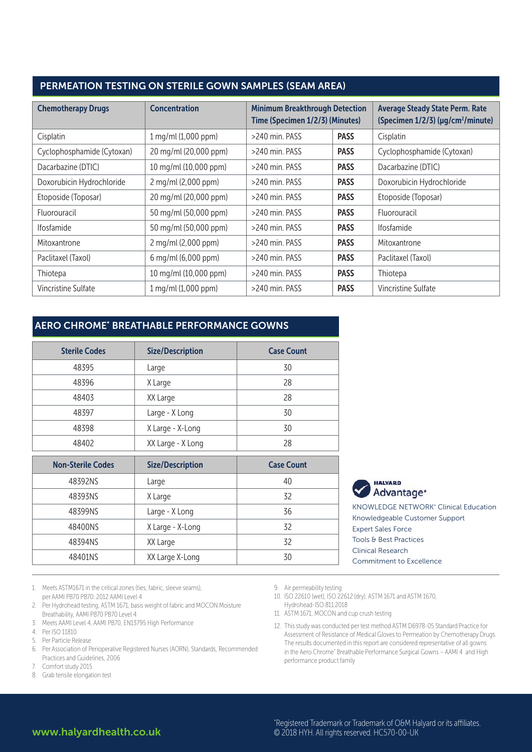## PERMEATION TESTING ON STERILE GOWN SAMPLES (SEAM AREA)

| Chemotherapy Drugs | Concentration | Minimum Breakthrough Detection Time (Specimen 1/2/3) (Minutes) | | Average Steady State Perm. Rate (Specimen 1/2/3) (μg/cm²/minute) |
|---|---|---|---|---|
| Cisplatin | 1 mg/ml (1,000 ppm) | >240 min. PASS | **PASS** | Cisplatin |
| Cyclophosphamide (Cytoxan) | 20 mg/ml (20,000 ppm) | >240 min. PASS | **PASS** | Cyclophosphamide (Cytoxan) |
| Dacarbazine (DTIC) | 10 mg/ml (10,000 ppm) | >240 min. PASS | **PASS** | Dacarbazine (DTIC) |
| Doxorubicin Hydrochloride | 2 mg/ml (2,000 ppm) | >240 min. PASS | **PASS** | Doxorubicin Hydrochloride |
| Etoposide (Toposar) | 20 mg/ml (20,000 ppm) | >240 min. PASS | **PASS** | Etoposide (Toposar) |
| Fluorouracil | 50 mg/ml (50,000 ppm) | >240 min. PASS | **PASS** | Fluorouracil |
| Ifosfamide | 50 mg/ml (50,000 ppm) | >240 min. PASS | **PASS** | Ifosfamide |
| Mitoxantrone | 2 mg/ml (2,000 ppm) | >240 min. PASS | **PASS** | Mitoxantrone |
| Paclitaxel (Taxol) | 6 mg/ml (6,000 ppm) | >240 min. PASS | **PASS** | Paclitaxel (Taxol) |
| Thiotepa | 10 mg/ml (10,000 ppm) | >240 min. PASS | **PASS** | Thiotepa |
| Vincristine Sulfate | 1 mg/ml (1,000 ppm) | >240 min. PASS | **PASS** | Vincristine Sulfate |

## AERO CHROME* BREATHABLE PERFORMANCE GOWNS

| Sterile Codes | Size/Description | Case Count |
|---|---|---|
| 48395 | Large | 30 |
| 48396 | X Large | 28 |
| 48403 | XX Large | 28 |
| 48397 | Large - X Long | 30 |
| 48398 | X Large - X-Long | 30 |
| 48402 | XX Large - X Long | 28 |

| Non-Sterile Codes | Size/Description | Case Count |
|---|---|---|
| 48392NS | Large | 40 |
| 48393NS | X Large | 32 |
| 48399NS | Large - X Long | 36 |
| 48400NS | X Large - X-Long | 32 |
| 48394NS | XX Large | 32 |
| 48401NS | XX Large X-Long | 30 |

HALYARD Advantage*

KNOWLEDGE NETWORK* Clinical Education
Knowledgeable Customer Support
Expert Sales Force
Tools & Best Practices
Clinical Research
Commitment to Excellence

1. Meets ASTM1671 in the critical zones (ties, fabric, sleeve seams), per AAMI PB70 PB70: 2012 AAMI Level 4
2. Per Hydrohead testing, ASTM 1671, basis weight of fabric and MOCON Moisture Breathability, AAMI PB70 PB70 Level 4
3. Meets AAMI Level 4, AAMI PB70, EN13795 High Performance
4. Per ISO 11810
5. Per Particle Release
6. Per Association of Perioperative Registered Nurses (AORN), Standards, Recommended Practices and Guidelines, 2006
7. Comfort study 2015
8. Grab tensile elongation test
9. Air permeability testing
10. ISO 22610 (wet), ISO 22612 (dry), ASTM 1671 and ASTM 1670, Hydrohead-ISO 811:2018
11. ASTM 1671, MOCON and cup crush testing
12. This study was conducted per test method ASTM D6978-05 Standard Practice for Assessment of Resistance of Medical Gloves to Permeation by Chemotherapy Drugs. The results documented in this report are considered representative of all gowns in the Aero Chrome* Breathable Performance Surgical Gowns – AAMI 4 and High performance product family

www.halyardhealth.co.uk

*Registered Trademark or Trademark of O&M Halyard or its affiliates.
© 2018 HYH. All rights reserved. HC570-00-UK